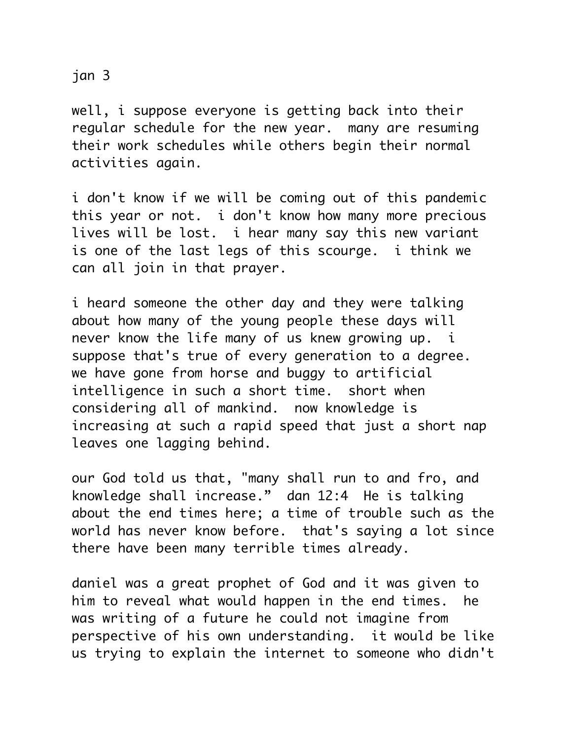jan 3

well, i suppose everyone is getting back into their regular schedule for the new year. many are resuming their work schedules while others begin their normal activities again.

i don't know if we will be coming out of this pandemic this year or not. i don't know how many more precious lives will be lost. i hear many say this new variant is one of the last legs of this scourge. i think we can all join in that prayer.

i heard someone the other day and they were talking about how many of the young people these days will never know the life many of us knew growing up. i suppose that's true of every generation to a degree. we have gone from horse and buggy to artificial intelligence in such a short time. short when considering all of mankind. now knowledge is increasing at such a rapid speed that just a short nap leaves one lagging behind.

our God told us that, "many shall run to and fro, and knowledge shall increase." dan 12:4 He is talking about the end times here; a time of trouble such as the world has never know before. that's saying a lot since there have been many terrible times already.

daniel was a great prophet of God and it was given to him to reveal what would happen in the end times. he was writing of a future he could not imagine from perspective of his own understanding. it would be like us trying to explain the internet to someone who didn't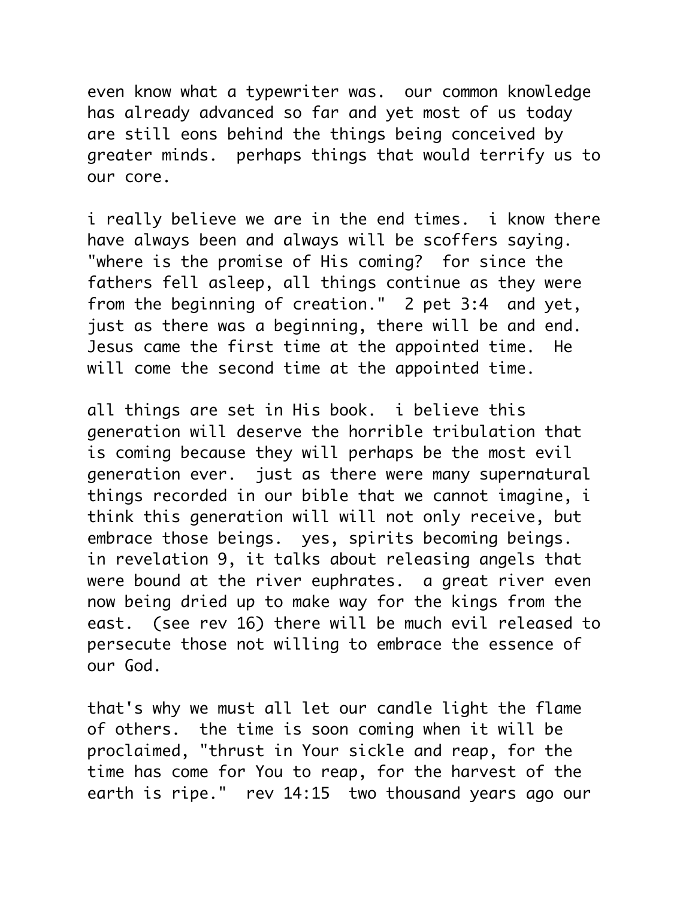even know what a typewriter was. our common knowledge has already advanced so far and yet most of us today are still eons behind the things being conceived by greater minds. perhaps things that would terrify us to our core.

i really believe we are in the end times. i know there have always been and always will be scoffers saying. "where is the promise of His coming? for since the fathers fell asleep, all things continue as they were from the beginning of creation." 2 pet 3:4 and yet, just as there was a beginning, there will be and end. Jesus came the first time at the appointed time. He will come the second time at the appointed time.

all things are set in His book. i believe this generation will deserve the horrible tribulation that is coming because they will perhaps be the most evil generation ever. just as there were many supernatural things recorded in our bible that we cannot imagine, i think this generation will will not only receive, but embrace those beings. yes, spirits becoming beings. in revelation 9, it talks about releasing angels that were bound at the river euphrates. a great river even now being dried up to make way for the kings from the east. (see rev 16) there will be much evil released to persecute those not willing to embrace the essence of our God.

that's why we must all let our candle light the flame of others. the time is soon coming when it will be proclaimed, "thrust in Your sickle and reap, for the time has come for You to reap, for the harvest of the earth is ripe." rev 14:15 two thousand years ago our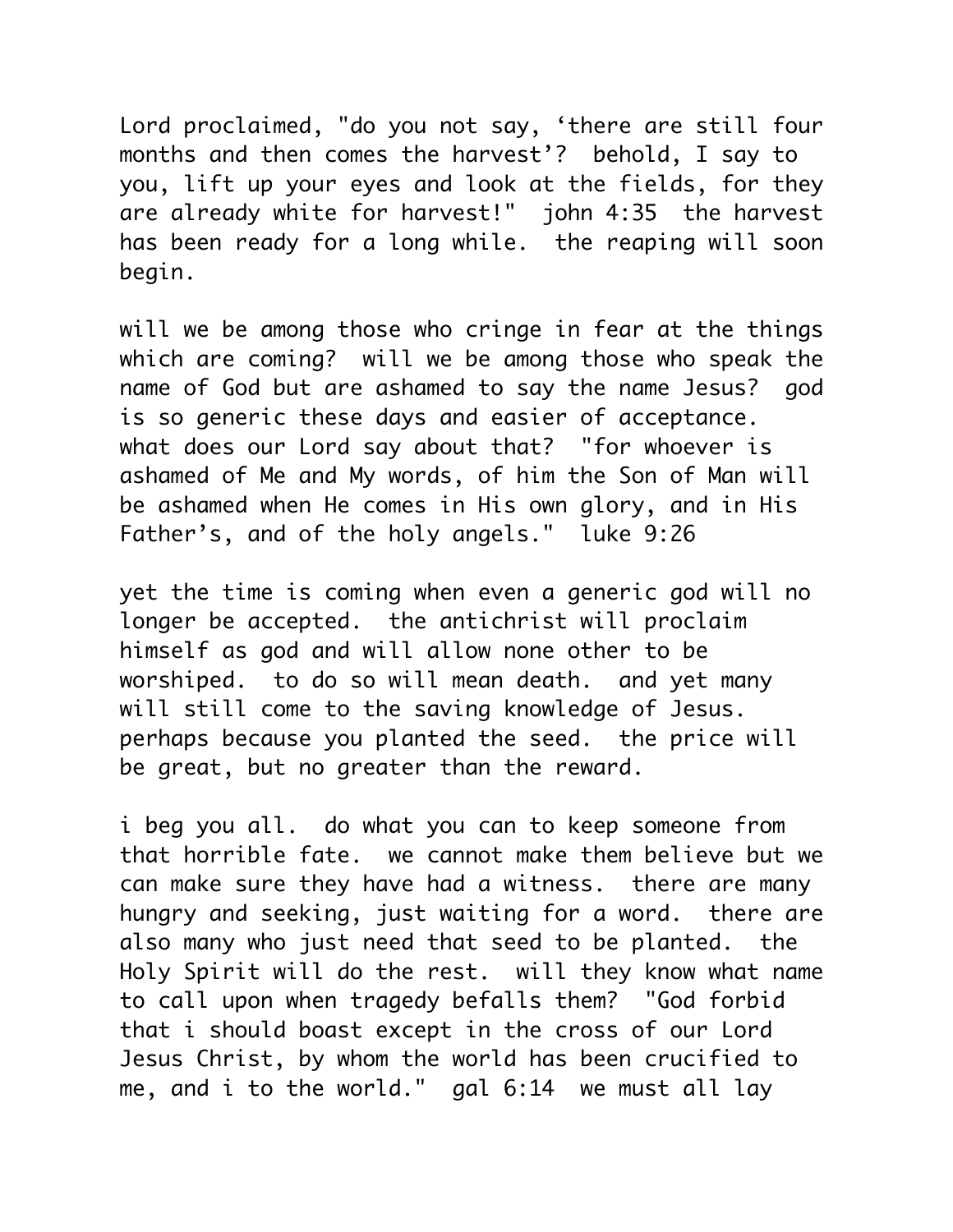Lord proclaimed, "do you not say, ‘there are still four months and then comes the harvest’? behold, I say to you, lift up your eyes and look at the fields, for they are already white for harvest!" john 4:35 the harvest has been ready for a long while. the reaping will soon begin.

will we be among those who cringe in fear at the things which are coming? will we be among those who speak the name of God but are ashamed to say the name Jesus? god is so generic these days and easier of acceptance. what does our Lord say about that? "for whoever is ashamed of Me and My words, of him the Son of Man will be ashamed when He comes in His own glory, and in His Father’s, and of the holy angels." luke 9:26

yet the time is coming when even a generic god will no longer be accepted. the antichrist will proclaim himself as god and will allow none other to be worshiped. to do so will mean death. and yet many will still come to the saving knowledge of Jesus. perhaps because you planted the seed. the price will be great, but no greater than the reward.

i beg you all. do what you can to keep someone from that horrible fate. we cannot make them believe but we can make sure they have had a witness. there are many hungry and seeking, just waiting for a word. there are also many who just need that seed to be planted. the Holy Spirit will do the rest. will they know what name to call upon when tragedy befalls them? "God forbid that i should boast except in the cross of our Lord Jesus Christ, by whom the world has been crucified to me, and i to the world." gal 6:14 we must all lay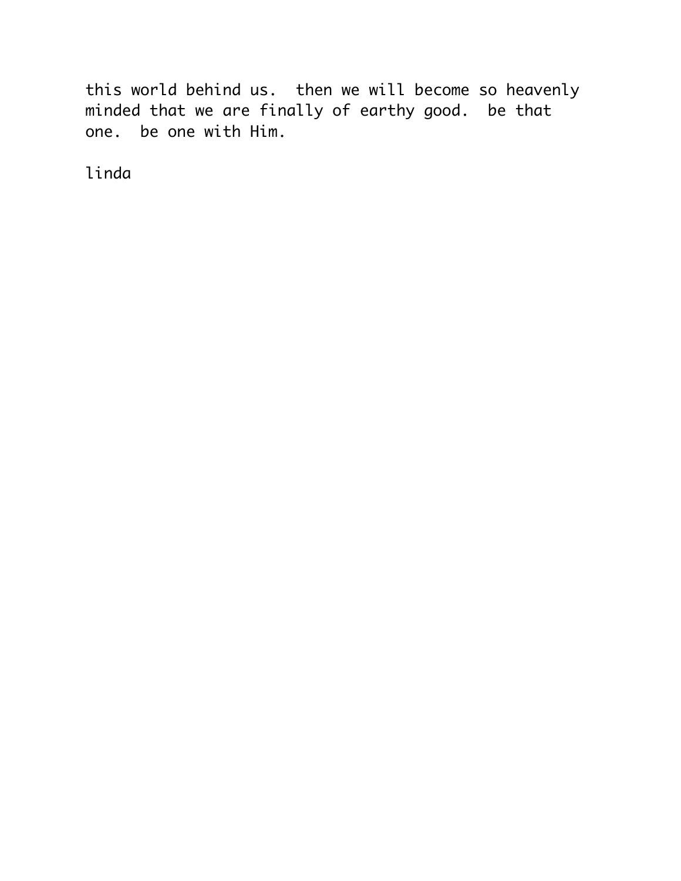this world behind us. then we will become so heavenly minded that we are finally of earthy good. be that one. be one with Him.

linda